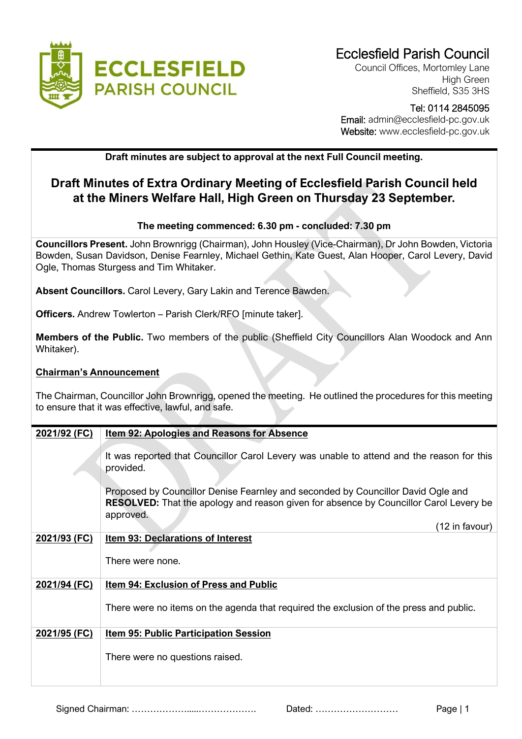# Ecclesfield Parish Council

Council Offices, Mortomley Lane
High Green
Sheffield, S35 3HS

Tel: 0114 2845095
**Email:** admin@ecclesfield-pc.gov.uk
**Website:** www.ecclesfield-pc.gov.uk

**Draft minutes are subject to approval at the next Full Council meeting.**

## Draft Minutes of Extra Ordinary Meeting of Ecclesfield Parish Council held at the Miners Welfare Hall, High Green on Thursday 23 September.

**The meeting commenced: 6.30 pm - concluded: 7.30 pm**

**Councillors Present.** John Brownrigg (Chairman), John Housley (Vice-Chairman), Dr John Bowden, Victoria Bowden, Susan Davidson, Denise Fearnley, Michael Gethin, Kate Guest, Alan Hooper, Carol Levery, David Ogle, Thomas Sturgess and Tim Whitaker.

**Absent Councillors.** Carol Levery, Gary Lakin and Terence Bawden.

**Officers.** Andrew Towlerton – Parish Clerk/RFO [minute taker].

**Members of the Public.** Two members of the public (Sheffield City Councillors Alan Woodock and Ann Whitaker).

**Chairman's Announcement**

The Chairman, Councillor John Brownrigg, opened the meeting. He outlined the procedures for this meeting to ensure that it was effective, lawful, and safe.

| | |
|---|---|
| **2021/92 (FC)** | **Item 92: Apologies and Reasons for Absence**<br><br>It was reported that Councillor Carol Levery was unable to attend and the reason for this provided.<br><br>Proposed by Councillor Denise Fearnley and seconded by Councillor David Ogle and **RESOLVED:** That the apology and reason given for absence by Councillor Carol Levery be approved.<br><br>(12 in favour) |
| **2021/93 (FC)** | **Item 93: Declarations of Interest**<br><br>There were none. |
| **2021/94 (FC)** | **Item 94: Exclusion of Press and Public**<br><br>There were no items on the agenda that required the exclusion of the press and public. |
| **2021/95 (FC)** | **Item 95: Public Participation Session**<br><br>There were no questions raised. |

Signed Chairman: ……………….....………………. Dated: ………………………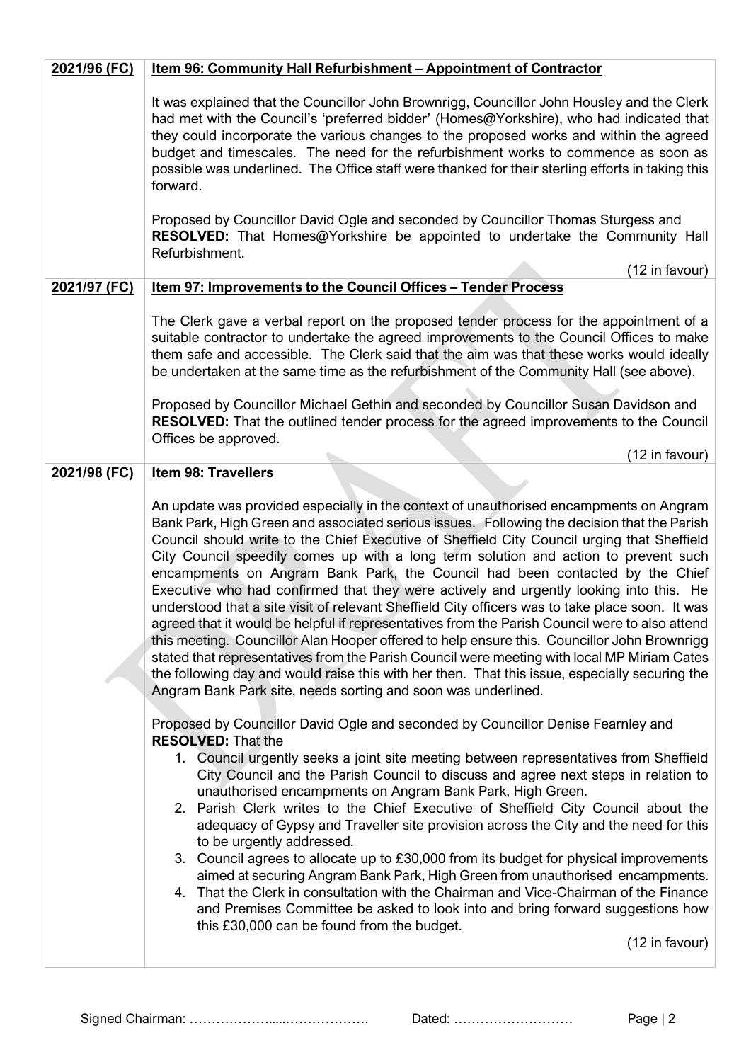| | |
|---|---|
| **2021/96 (FC)** | **Item 96: Community Hall Refurbishment – Appointment of Contractor**<br><br>It was explained that the Councillor John Brownrigg, Councillor John Housley and the Clerk had met with the Council's 'preferred bidder' (Homes@Yorkshire), who had indicated that they could incorporate the various changes to the proposed works and within the agreed budget and timescales. The need for the refurbishment works to commence as soon as possible was underlined. The Office staff were thanked for their sterling efforts in taking this forward.<br><br>Proposed by Councillor David Ogle and seconded by Councillor Thomas Sturgess and **RESOLVED:** That Homes@Yorkshire be appointed to undertake the Community Hall Refurbishment.<br><br>(12 in favour) |
| **2021/97 (FC)** | **Item 97: Improvements to the Council Offices – Tender Process**<br><br>The Clerk gave a verbal report on the proposed tender process for the appointment of a suitable contractor to undertake the agreed improvements to the Council Offices to make them safe and accessible. The Clerk said that the aim was that these works would ideally be undertaken at the same time as the refurbishment of the Community Hall (see above).<br><br>Proposed by Councillor Michael Gethin and seconded by Councillor Susan Davidson and **RESOLVED:** That the outlined tender process for the agreed improvements to the Council Offices be approved.<br><br>(12 in favour) |
| **2021/98 (FC)** | **Item 98: Travellers**<br><br>An update was provided especially in the context of unauthorised encampments on Angram Bank Park, High Green and associated serious issues. Following the decision that the Parish Council should write to the Chief Executive of Sheffield City Council urging that Sheffield City Council speedily comes up with a long term solution and action to prevent such encampments on Angram Bank Park, the Council had been contacted by the Chief Executive who had confirmed that they were actively and urgently looking into this. He understood that a site visit of relevant Sheffield City officers was to take place soon. It was agreed that it would be helpful if representatives from the Parish Council were to also attend this meeting. Councillor Alan Hooper offered to help ensure this. Councillor John Brownrigg stated that representatives from the Parish Council were meeting with local MP Miriam Cates the following day and would raise this with her then. That this issue, especially securing the Angram Bank Park site, needs sorting and soon was underlined.<br><br>Proposed by Councillor David Ogle and seconded by Councillor Denise Fearnley and **RESOLVED:** That the<br>1. Council urgently seeks a joint site meeting between representatives from Sheffield City Council and the Parish Council to discuss and agree next steps in relation to unauthorised encampments on Angram Bank Park, High Green.<br>2. Parish Clerk writes to the Chief Executive of Sheffield City Council about the adequacy of Gypsy and Traveller site provision across the City and the need for this to be urgently addressed.<br>3. Council agrees to allocate up to £30,000 from its budget for physical improvements aimed at securing Angram Bank Park, High Green from unauthorised encampments.<br>4. That the Clerk in consultation with the Chairman and Vice-Chairman of the Finance and Premises Committee be asked to look into and bring forward suggestions how this £30,000 can be found from the budget.<br><br>(12 in favour) |

Signed Chairman: ………………....………………. Dated: ………………………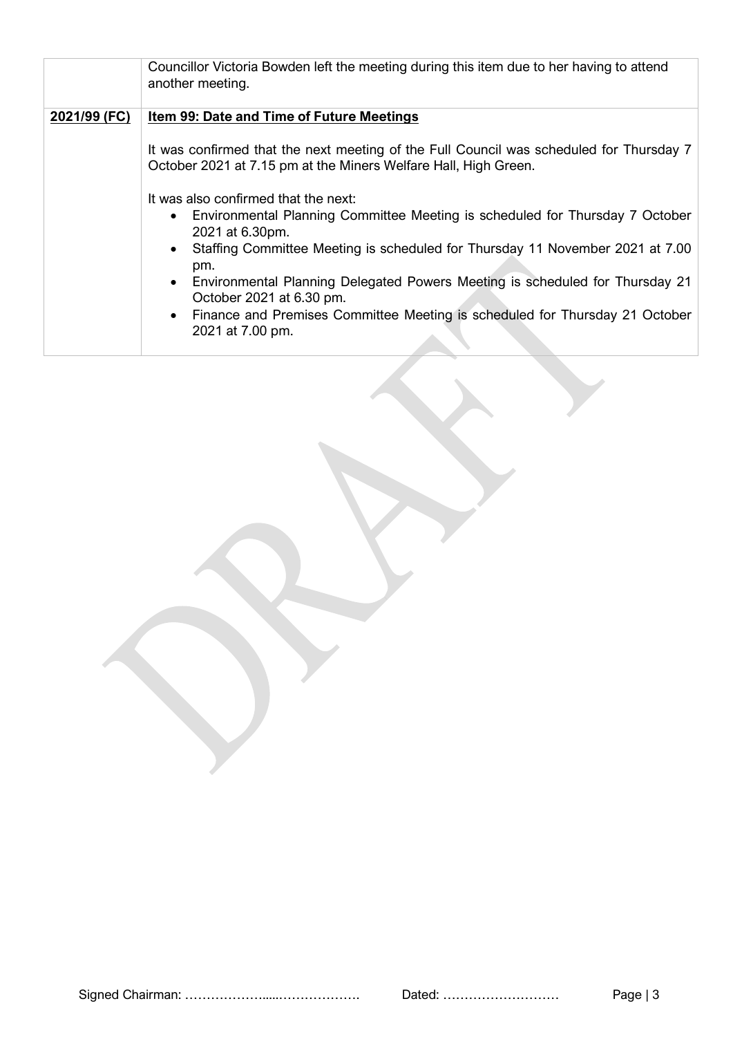| | |
|---|---|
| | Councillor Victoria Bowden left the meeting during this item due to her having to attend another meeting. |
| **2021/99 (FC)** | **Item 99: Date and Time of Future Meetings**<br><br>It was confirmed that the next meeting of the Full Council was scheduled for Thursday 7 October 2021 at 7.15 pm at the Miners Welfare Hall, High Green.<br><br>It was also confirmed that the next:<br>• Environmental Planning Committee Meeting is scheduled for Thursday 7 October 2021 at 6.30pm.<br>• Staffing Committee Meeting is scheduled for Thursday 11 November 2021 at 7.00 pm.<br>• Environmental Planning Delegated Powers Meeting is scheduled for Thursday 21 October 2021 at 6.30 pm.<br>• Finance and Premises Committee Meeting is scheduled for Thursday 21 October 2021 at 7.00 pm. |

DRAFT

Signed Chairman: ………………....………………. Dated: ………………………